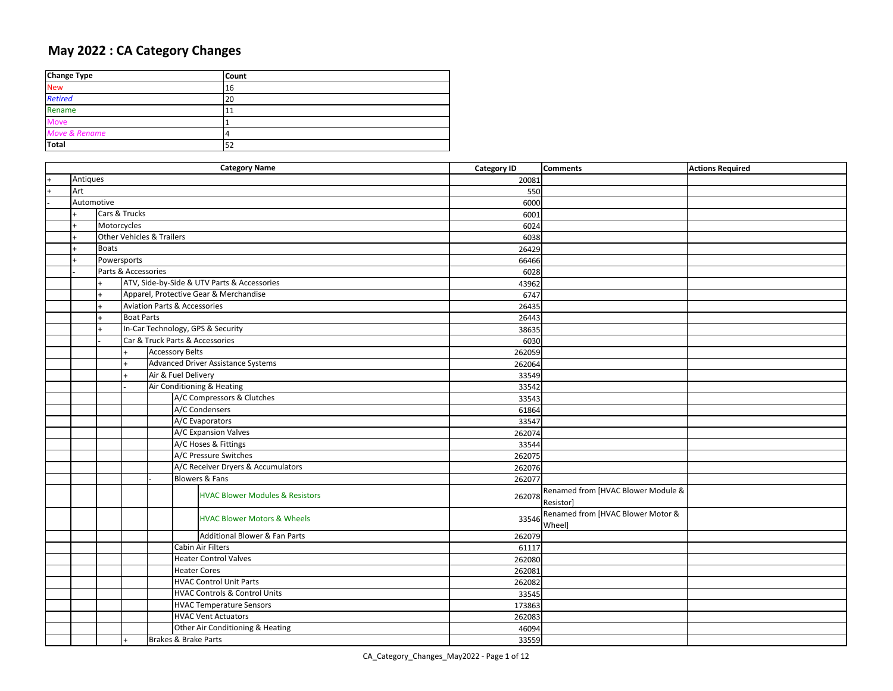# May 2022 : CA Category Changes

| Change Type | Count |
|---|---|
| New | 16 |
| *Retired* | 20 |
| Rename | 11 |
| Move | 1 |
| *Move & Rename* | 4 |
| **Total** | 52 |

| | | | | | | Category Name | Category ID | Comments | Actions Required |
|---|---|---|---|---|---|---|---|---|---|
| + | Antiques | | | | | | 20081 | | |
| + | Art | | | | | | 550 | | |
| - | Automotive | | | | | | 6000 | | |
| | + | Cars & Trucks | | | | | 6001 | | |
| | + | Motorcycles | | | | | 6024 | | |
| | + | Other Vehicles & Trailers | | | | | 6038 | | |
| | + | Boats | | | | | 26429 | | |
| | + | Powersports | | | | | 66466 | | |
| | - | Parts & Accessories | | | | | 6028 | | |
| | | + | ATV, Side-by-Side & UTV Parts & Accessories | | | | 43962 | | |
| | | + | Apparel, Protective Gear & Merchandise | | | | 6747 | | |
| | | + | Aviation Parts & Accessories | | | | 26435 | | |
| | | + | Boat Parts | | | | 26443 | | |
| | | + | In-Car Technology, GPS & Security | | | | 38635 | | |
| | | - | Car & Truck Parts & Accessories | | | | 6030 | | |
| | | | + | Accessory Belts | | | 262059 | | |
| | | | + | Advanced Driver Assistance Systems | | | 262064 | | |
| | | | + | Air & Fuel Delivery | | | 33549 | | |
| | | | - | Air Conditioning & Heating | | | 33542 | | |
| | | | | | A/C Compressors & Clutches | | 33543 | | |
| | | | | | A/C Condensers | | 61864 | | |
| | | | | | A/C Evaporators | | 33547 | | |
| | | | | | A/C Expansion Valves | | 262074 | | |
| | | | | | A/C Hoses & Fittings | | 33544 | | |
| | | | | | A/C Pressure Switches | | 262075 | | |
| | | | | | A/C Receiver Dryers & Accumulators | | 262076 | | |
| | | | | - | Blowers & Fans | | 262077 | | |
| | | | | | | HVAC Blower Modules & Resistors | 262078 | Renamed from [HVAC Blower Module & Resistor] | |
| | | | | | | HVAC Blower Motors & Wheels | 33546 | Renamed from [HVAC Blower Motor & Wheel] | |
| | | | | | | Additional Blower & Fan Parts | 262079 | | |
| | | | | | Cabin Air Filters | | 61117 | | |
| | | | | | Heater Control Valves | | 262080 | | |
| | | | | | Heater Cores | | 262081 | | |
| | | | | | HVAC Control Unit Parts | | 262082 | | |
| | | | | | HVAC Controls & Control Units | | 33545 | | |
| | | | | | HVAC Temperature Sensors | | 173863 | | |
| | | | | | HVAC Vent Actuators | | 262083 | | |
| | | | | | Other Air Conditioning & Heating | | 46094 | | |
| | | | + | Brakes & Brake Parts | | | 33559 | | |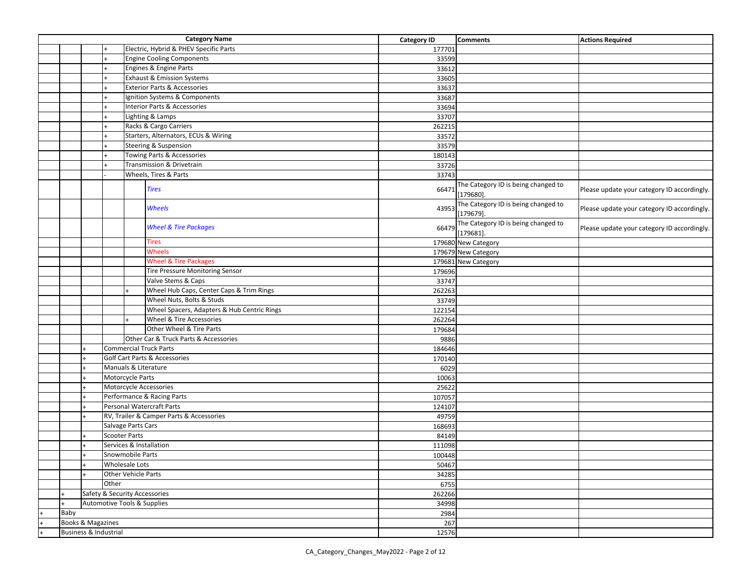| | | | | | Category Name | Category ID | Comments | Actions Required |
|---|---|---|---|---|---|---|---|---|
| | | | + | Electric, Hybrid & PHEV Specific Parts | | 177701 | | |
| | | | + | Engine Cooling Components | | 33599 | | |
| | | | + | Engines & Engine Parts | | 33612 | | |
| | | | + | Exhaust & Emission Systems | | 33605 | | |
| | | | + | Exterior Parts & Accessories | | 33637 | | |
| | | | + | Ignition Systems & Components | | 33687 | | |
| | | | + | Interior Parts & Accessories | | 33694 | | |
| | | | + | Lighting & Lamps | | 33707 | | |
| | | | + | Racks & Cargo Carriers | | 262215 | | |
| | | | + | Starters, Alternators, ECUs & Wiring | | 33572 | | |
| | | | + | Steering & Suspension | | 33579 | | |
| | | | + | Towing Parts & Accessories | | 180143 | | |
| | | | + | Transmission & Drivetrain | | 33726 | | |
| | | | - | Wheels, Tires & Parts | | 33743 | | |
| | | | | | *Tires* | 66471 | The Category ID is being changed to [179680]. | Please update your category ID accordingly. |
| | | | | | *Wheels* | 43953 | The Category ID is being changed to [179679]. | Please update your category ID accordingly. |
| | | | | | *Wheel & Tire Packages* | 66479 | The Category ID is being changed to [179681]. | Please update your category ID accordingly. |
| | | | | | Tires | 179680 | New Category | |
| | | | | | Wheels | 179679 | New Category | |
| | | | | | Wheel & Tire Packages | 179681 | New Category | |
| | | | | | Tire Pressure Monitoring Sensor | 179696 | | |
| | | | | | Valve Stems & Caps | 33747 | | |
| | | | | + | Wheel Hub Caps, Center Caps & Trim Rings | 262263 | | |
| | | | | | Wheel Nuts, Bolts & Studs | 33749 | | |
| | | | | | Wheel Spacers, Adapters & Hub Centric Rings | 122154 | | |
| | | | | + | Wheel & Tire Accessories | 262264 | | |
| | | | | | Other Wheel & Tire Parts | 179684 | | |
| | | | | Other Car & Truck Parts & Accessories | | 9886 | | |
| | | + | Commercial Truck Parts | | | 184646 | | |
| | | + | Golf Cart Parts & Accessories | | | 170140 | | |
| | | + | Manuals & Literature | | | 6029 | | |
| | | + | Motorcycle Parts | | | 10063 | | |
| | | + | Motorcycle Accessories | | | 25622 | | |
| | | + | Performance & Racing Parts | | | 107057 | | |
| | | + | Personal Watercraft Parts | | | 124107 | | |
| | | + | RV, Trailer & Camper Parts & Accessories | | | 49759 | | |
| | | | Salvage Parts Cars | | | 168693 | | |
| | | + | Scooter Parts | | | 84149 | | |
| | | + | Services & Installation | | | 111098 | | |
| | | + | Snowmobile Parts | | | 100448 | | |
| | | + | Wholesale Lots | | | 50467 | | |
| | | + | Other Vehicle Parts | | | 34285 | | |
| | | | Other | | | 6755 | | |
| | + | Safety & Security Accessories | | | | 262266 | | |
| | + | Automotive Tools & Supplies | | | | 34998 | | |
| + | Baby | | | | | 2984 | | |
| + | Books & Magazines | | | | | 267 | | |
| + | Business & Industrial | | | | | 12576 | | |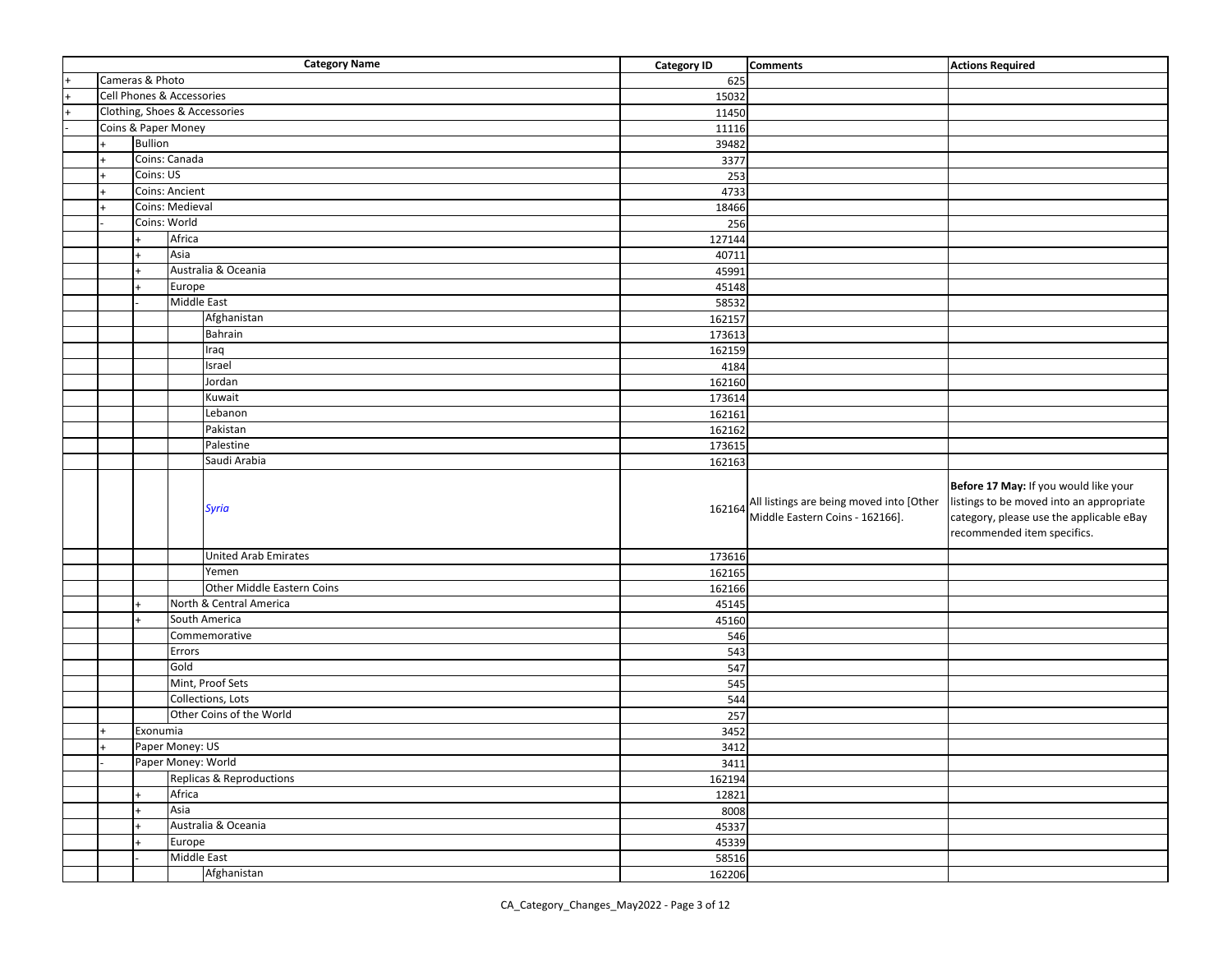| | | | | Category Name | Category ID | Comments | Actions Required |
|---|---|---|---|---|---|---|---|
| + | Cameras & Photo | | | | 625 | | |
| + | Cell Phones & Accessories | | | | 15032 | | |
| + | Clothing, Shoes & Accessories | | | | 11450 | | |
| - | Coins & Paper Money | | | | 11116 | | |
| | + | Bullion | | | 39482 | | |
| | + | Coins: Canada | | | 3377 | | |
| | + | Coins: US | | | 253 | | |
| | + | Coins: Ancient | | | 4733 | | |
| | + | Coins: Medieval | | | 18466 | | |
| | - | Coins: World | | | 256 | | |
| | | + | Africa | | 127144 | | |
| | | + | Asia | | 40711 | | |
| | | + | Australia & Oceania | | 45991 | | |
| | | + | Europe | | 45148 | | |
| | | - | Middle East | | 58532 | | |
| | | | | Afghanistan | 162157 | | |
| | | | | Bahrain | 173613 | | |
| | | | | Iraq | 162159 | | |
| | | | | Israel | 4184 | | |
| | | | | Jordan | 162160 | | |
| | | | | Kuwait | 173614 | | |
| | | | | Lebanon | 162161 | | |
| | | | | Pakistan | 162162 | | |
| | | | | Palestine | 173615 | | |
| | | | | Saudi Arabia | 162163 | | |
| | | | | *Syria* | 162164 | All listings are being moved into [Other Middle Eastern Coins - 162166]. | **Before 17 May:** If you would like your listings to be moved into an appropriate category, please use the applicable eBay recommended item specifics. |
| | | | | United Arab Emirates | 173616 | | |
| | | | | Yemen | 162165 | | |
| | | | | Other Middle Eastern Coins | 162166 | | |
| | | + | North & Central America | | 45145 | | |
| | | + | South America | | 45160 | | |
| | | | Commemorative | | 546 | | |
| | | | Errors | | 543 | | |
| | | | Gold | | 547 | | |
| | | | Mint, Proof Sets | | 545 | | |
| | | | Collections, Lots | | 544 | | |
| | | | Other Coins of the World | | 257 | | |
| | + | Exonumia | | | 3452 | | |
| | + | Paper Money: US | | | 3412 | | |
| | - | Paper Money: World | | | 3411 | | |
| | | | Replicas & Reproductions | | 162194 | | |
| | | + | Africa | | 12821 | | |
| | | + | Asia | | 8008 | | |
| | | + | Australia & Oceania | | 45337 | | |
| | | + | Europe | | 45339 | | |
| | | - | Middle East | | 58516 | | |
| | | | | Afghanistan | 162206 | | |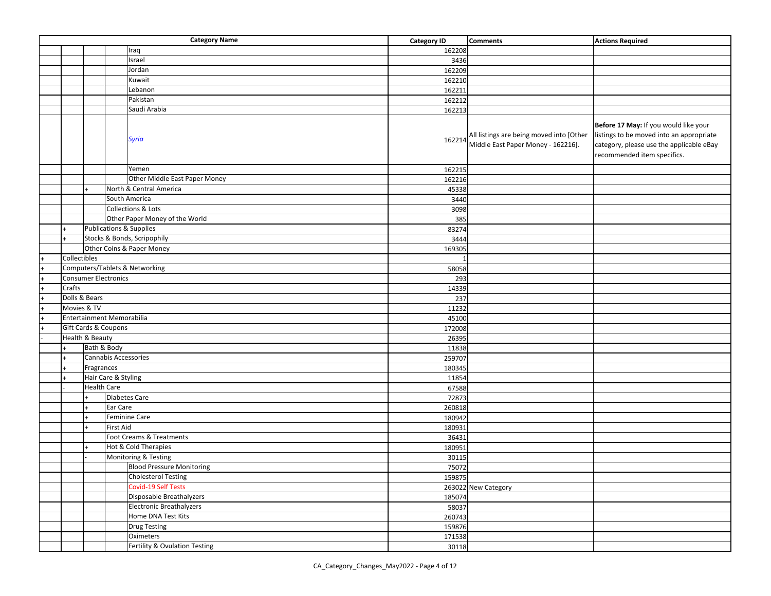| | | | | Category Name | Category ID | Comments | Actions Required |
|---|---|---|---|---|---|---|---|
| | | | | Iraq | 162208 | | |
| | | | | Israel | 3436 | | |
| | | | | Jordan | 162209 | | |
| | | | | Kuwait | 162210 | | |
| | | | | Lebanon | 162211 | | |
| | | | | Pakistan | 162212 | | |
| | | | | Saudi Arabia | 162213 | | |
| | | | | *Syria* | 162214 | All listings are being moved into [Other Middle East Paper Money - 162216]. | **Before 17 May:** If you would like your listings to be moved into an appropriate category, please use the applicable eBay recommended item specifics. |
| | | | | Yemen | 162215 | | |
| | | | | Other Middle East Paper Money | 162216 | | |
| | | + | North & Central America | | 45338 | | |
| | | | South America | | 3440 | | |
| | | | Collections & Lots | | 3098 | | |
| | | | Other Paper Money of the World | | 385 | | |
| | + | Publications & Supplies | | | 83274 | | |
| | + | Stocks & Bonds, Scripophily | | | 3444 | | |
| | | Other Coins & Paper Money | | | 169305 | | |
| + | Collectibles | | | | 1 | | |
| + | Computers/Tablets & Networking | | | | 58058 | | |
| + | Consumer Electronics | | | | 293 | | |
| + | Crafts | | | | 14339 | | |
| + | Dolls & Bears | | | | 237 | | |
| + | Movies & TV | | | | 11232 | | |
| + | Entertainment Memorabilia | | | | 45100 | | |
| + | Gift Cards & Coupons | | | | 172008 | | |
| - | Health & Beauty | | | | 26395 | | |
| | + | Bath & Body | | | 11838 | | |
| | + | Cannabis Accessories | | | 259707 | | |
| | + | Fragrances | | | 180345 | | |
| | + | Hair Care & Styling | | | 11854 | | |
| | - | Health Care | | | 67588 | | |
| | | + | Diabetes Care | | 72873 | | |
| | | + | Ear Care | | 260818 | | |
| | | + | Feminine Care | | 180942 | | |
| | | + | First Aid | | 180931 | | |
| | | | Foot Creams & Treatments | | 36431 | | |
| | | + | Hot & Cold Therapies | | 180951 | | |
| | | - | Monitoring & Testing | | 30115 | | |
| | | | | Blood Pressure Monitoring | 75072 | | |
| | | | | Cholesterol Testing | 159875 | | |
| | | | | Covid-19 Self Tests | 263022 | New Category | |
| | | | | Disposable Breathalyzers | 185074 | | |
| | | | | Electronic Breathalyzers | 58037 | | |
| | | | | Home DNA Test Kits | 260743 | | |
| | | | | Drug Testing | 159876 | | |
| | | | | Oximeters | 171538 | | |
| | | | | Fertility & Ovulation Testing | 30118 | | |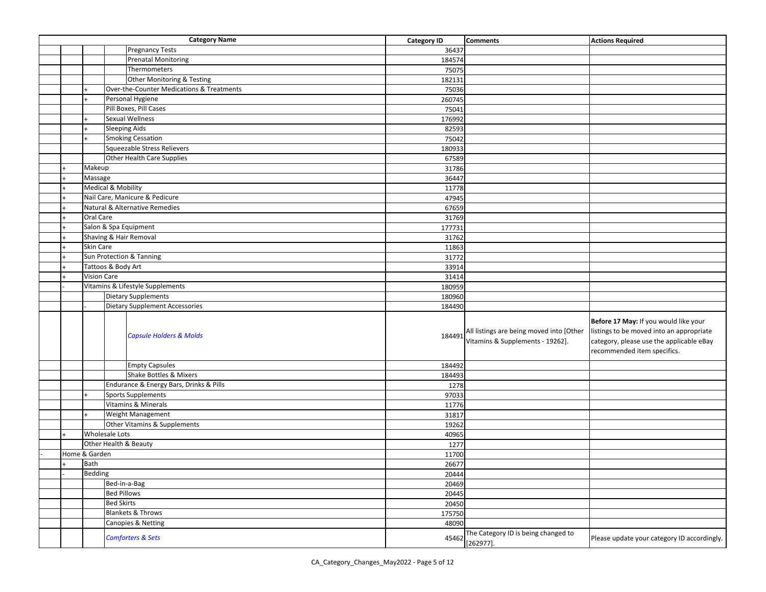| Category Name | | | | | Category ID | Comments | Actions Required |
|---|---|---|---|---|---|---|---|
| | | | | Pregnancy Tests | 36437 | | |
| | | | | Prenatal Monitoring | 184574 | | |
| | | | | Thermometers | 75075 | | |
| | | | | Other Monitoring & Testing | 182131 | | |
| | | + | Over-the-Counter Medications & Treatments | | 75036 | | |
| | | + | Personal Hygiene | | 260745 | | |
| | | | Pill Boxes, Pill Cases | | 75041 | | |
| | | + | Sexual Wellness | | 176992 | | |
| | | + | Sleeping Aids | | 82593 | | |
| | | + | Smoking Cessation | | 75042 | | |
| | | | Squeezable Stress Relievers | | 180933 | | |
| | | | Other Health Care Supplies | | 67589 | | |
| | + | Makeup | | | 31786 | | |
| | + | Massage | | | 36447 | | |
| | + | Medical & Mobility | | | 11778 | | |
| | + | Nail Care, Manicure & Pedicure | | | 47945 | | |
| | + | Natural & Alternative Remedies | | | 67659 | | |
| | + | Oral Care | | | 31769 | | |
| | + | Salon & Spa Equipment | | | 177731 | | |
| | + | Shaving & Hair Removal | | | 31762 | | |
| | + | Skin Care | | | 11863 | | |
| | + | Sun Protection & Tanning | | | 31772 | | |
| | + | Tattoos & Body Art | | | 33914 | | |
| | + | Vision Care | | | 31414 | | |
| | - | Vitamins & Lifestyle Supplements | | | 180959 | | |
| | | | Dietary Supplements | | 180960 | | |
| | | - | Dietary Supplement Accessories | | 184490 | | |
| | | | | *Capsule Holders & Molds* | 184491 | All listings are being moved into [Other Vitamins & Supplements - 19262]. | **Before 17 May:** If you would like your listings to be moved into an appropriate category, please use the applicable eBay recommended item specifics. |
| | | | | Empty Capsules | 184492 | | |
| | | | | Shake Bottles & Mixers | 184493 | | |
| | | | Endurance & Energy Bars, Drinks & Pills | | 1278 | | |
| | | + | Sports Supplements | | 97033 | | |
| | | | Vitamins & Minerals | | 11776 | | |
| | | + | Weight Management | | 31817 | | |
| | | | Other Vitamins & Supplements | | 19262 | | |
| | + | Wholesale Lots | | | 40965 | | |
| | | Other Health & Beauty | | | 1277 | | |
| - | Home & Garden | | | | 11700 | | |
| | + | Bath | | | 26677 | | |
| | - | Bedding | | | 20444 | | |
| | | | Bed-in-a-Bag | | 20469 | | |
| | | | Bed Pillows | | 20445 | | |
| | | | Bed Skirts | | 20450 | | |
| | | | Blankets & Throws | | 175750 | | |
| | | | Canopies & Netting | | 48090 | | |
| | | | *Comforters & Sets* | | 45462 | The Category ID is being changed to [262977]. | Please update your category ID accordingly. |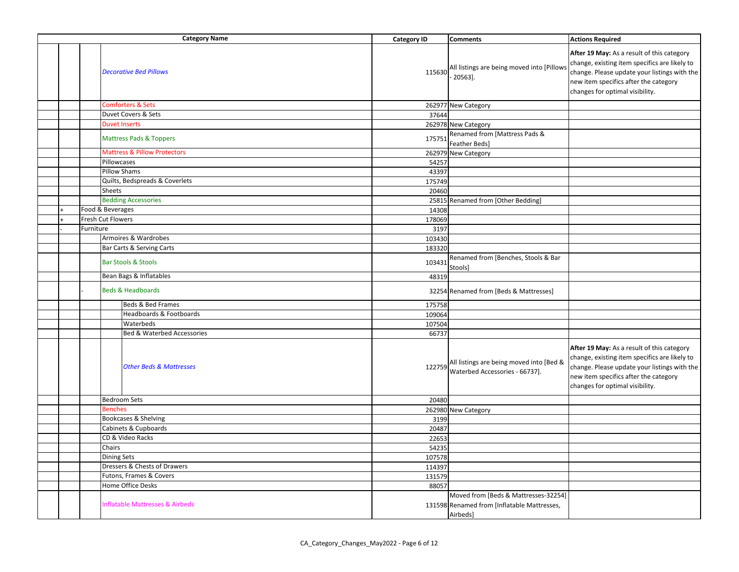| | | | Category Name | Category ID | Comments | Actions Required |
|---|---|---|---|---|---|---|
| | | | *Decorative Bed Pillows* | 115630 | All listings are being moved into [Pillows - 20563]. | **After 19 May:** As a result of this category change, existing item specifics are likely to change. Please update your listings with the new item specifics after the category changes for optimal visibility. |
| | | | Comforters & Sets | 262977 | New Category | |
| | | | Duvet Covers & Sets | 37644 | | |
| | | | Duvet Inserts | 262978 | New Category | |
| | | | Mattress Pads & Toppers | 175751 | Renamed from [Mattress Pads & Feather Beds] | |
| | | | Mattress & Pillow Protectors | 262979 | New Category | |
| | | | Pillowcases | 54257 | | |
| | | | Pillow Shams | 43397 | | |
| | | | Quilts, Bedspreads & Coverlets | 175749 | | |
| | | | Sheets | 20460 | | |
| | | | Bedding Accessories | 25815 | Renamed from [Other Bedding] | |
| | + | Food & Beverages | | 14308 | | |
| | + | Fresh Cut Flowers | | 178069 | | |
| | - | Furniture | | 3197 | | |
| | | | Armoires & Wardrobes | 103430 | | |
| | | | Bar Carts & Serving Carts | 183320 | | |
| | | | Bar Stools & Stools | 103431 | Renamed from [Benches, Stools & Bar Stools] | |
| | | | Bean Bags & Inflatables | 48319 | | |
| | | - | Beds & Headboards | 32254 | Renamed from [Beds & Mattresses] | |
| | | | Beds & Bed Frames | 175758 | | |
| | | | Headboards & Footboards | 109064 | | |
| | | | Waterbeds | 107504 | | |
| | | | Bed & Waterbed Accessories | 66737 | | |
| | | | *Other Beds & Mattresses* | 122759 | All listings are being moved into [Bed & Waterbed Accessories - 66737]. | **After 19 May:** As a result of this category change, existing item specifics are likely to change. Please update your listings with the new item specifics after the category changes for optimal visibility. |
| | | | Bedroom Sets | 20480 | | |
| | | | Benches | 262980 | New Category | |
| | | | Bookcases & Shelving | 3199 | | |
| | | | Cabinets & Cupboards | 20487 | | |
| | | | CD & Video Racks | 22653 | | |
| | | | Chairs | 54235 | | |
| | | | Dining Sets | 107578 | | |
| | | | Dressers & Chests of Drawers | 114397 | | |
| | | | Futons, Frames & Covers | 131579 | | |
| | | | Home Office Desks | 88057 | | |
| | | | Inflatable Mattresses & Airbeds | 131598 | Moved from [Beds & Mattresses-32254] Renamed from [Inflatable Mattresses, Airbeds] | |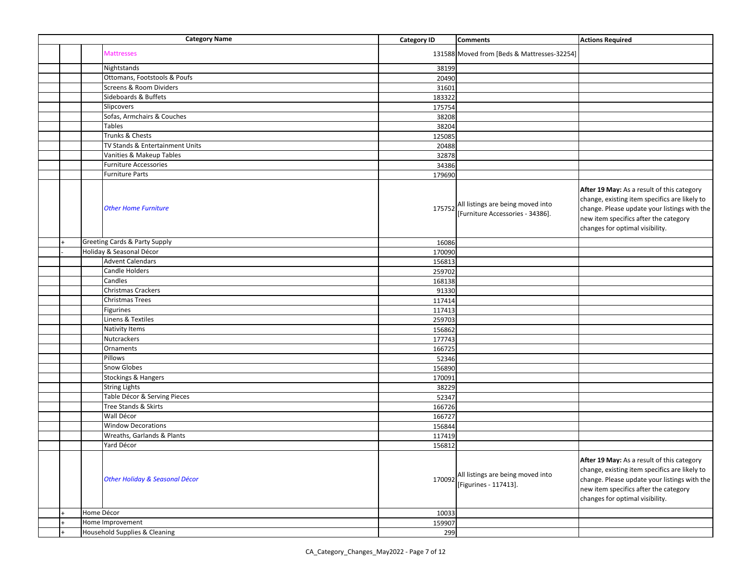| Category Name | | | Category ID | Comments | Actions Required |
|---|---|---|---|---|---|
| | | Mattresses | 131588 | Moved from [Beds & Mattresses-32254] | |
| | | Nightstands | 38199 | | |
| | | Ottomans, Footstools & Poufs | 20490 | | |
| | | Screens & Room Dividers | 31601 | | |
| | | Sideboards & Buffets | 183322 | | |
| | | Slipcovers | 175754 | | |
| | | Sofas, Armchairs & Couches | 38208 | | |
| | | Tables | 38204 | | |
| | | Trunks & Chests | 125085 | | |
| | | TV Stands & Entertainment Units | 20488 | | |
| | | Vanities & Makeup Tables | 32878 | | |
| | | Furniture Accessories | 34386 | | |
| | | Furniture Parts | 179690 | | |
| | | *Other Home Furniture* | 175752 | All listings are being moved into [Furniture Accessories - 34386]. | **After 19 May:** As a result of this category change, existing item specifics are likely to change. Please update your listings with the new item specifics after the category changes for optimal visibility. |
| | + | Greeting Cards & Party Supply | 16086 | | |
| | - | Holiday & Seasonal Décor | 170090 | | |
| | | Advent Calendars | 156813 | | |
| | | Candle Holders | 259702 | | |
| | | Candles | 168138 | | |
| | | Christmas Crackers | 91330 | | |
| | | Christmas Trees | 117414 | | |
| | | Figurines | 117413 | | |
| | | Linens & Textiles | 259703 | | |
| | | Nativity Items | 156862 | | |
| | | Nutcrackers | 177743 | | |
| | | Ornaments | 166725 | | |
| | | Pillows | 52346 | | |
| | | Snow Globes | 156890 | | |
| | | Stockings & Hangers | 170091 | | |
| | | String Lights | 38229 | | |
| | | Table Décor & Serving Pieces | 52347 | | |
| | | Tree Stands & Skirts | 166726 | | |
| | | Wall Décor | 166727 | | |
| | | Window Decorations | 156844 | | |
| | | Wreaths, Garlands & Plants | 117419 | | |
| | | Yard Décor | 156812 | | |
| | | *Other Holiday & Seasonal Décor* | 170092 | All listings are being moved into [Figurines - 117413]. | **After 19 May:** As a result of this category change, existing item specifics are likely to change. Please update your listings with the new item specifics after the category changes for optimal visibility. |
| | + | Home Décor | 10033 | | |
| | + | Home Improvement | 159907 | | |
| | + | Household Supplies & Cleaning | 299 | | |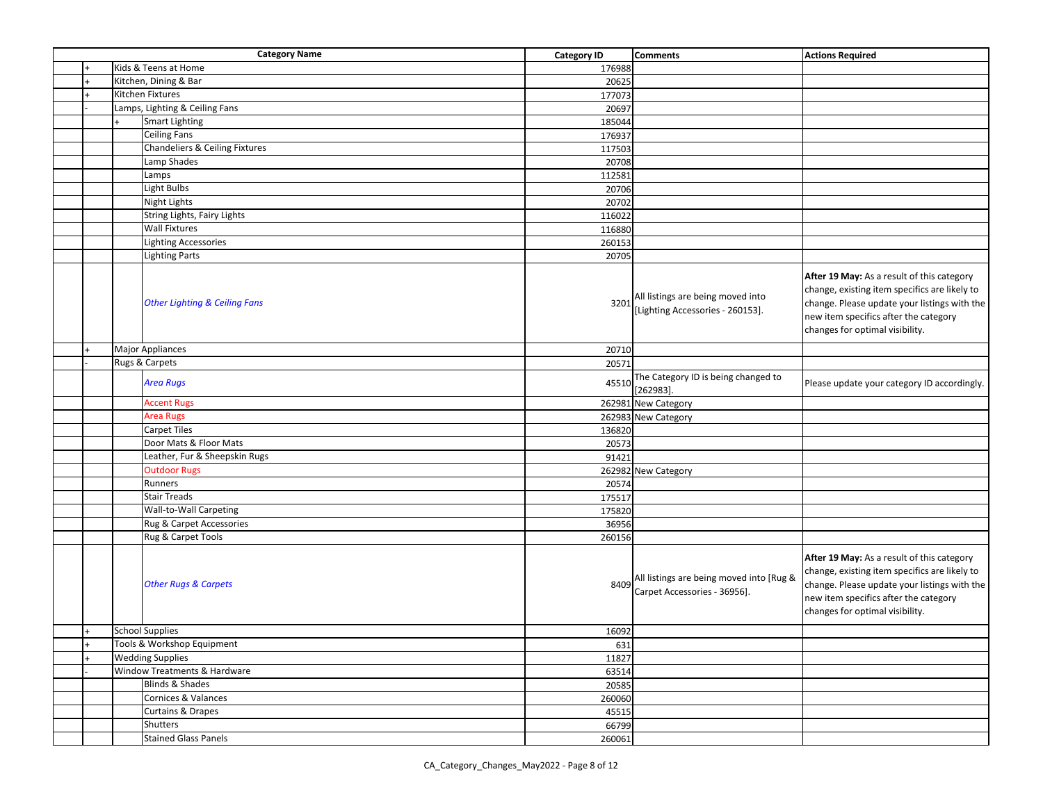| | | Category Name | Category ID | Comments | Actions Required |
|---|---|---|---|---|---|
| + | Kids & Teens at Home | | 176988 | | |
| + | Kitchen, Dining & Bar | | 20625 | | |
| + | Kitchen Fixtures | | 177073 | | |
| - | Lamps, Lighting & Ceiling Fans | | 20697 | | |
| | + | Smart Lighting | 185044 | | |
| | | Ceiling Fans | 176937 | | |
| | | Chandeliers & Ceiling Fixtures | 117503 | | |
| | | Lamp Shades | 20708 | | |
| | | Lamps | 112581 | | |
| | | Light Bulbs | 20706 | | |
| | | Night Lights | 20702 | | |
| | | String Lights, Fairy Lights | 116022 | | |
| | | Wall Fixtures | 116880 | | |
| | | Lighting Accessories | 260153 | | |
| | | Lighting Parts | 20705 | | |
| | | *Other Lighting & Ceiling Fans* | 3201 | All listings are being moved into [Lighting Accessories - 260153]. | **After 19 May:** As a result of this category change, existing item specifics are likely to change. Please update your listings with the new item specifics after the category changes for optimal visibility. |
| + | Major Appliances | | 20710 | | |
| - | Rugs & Carpets | | 20571 | | |
| | | *Area Rugs* | 45510 | The Category ID is being changed to [262983]. | Please update your category ID accordingly. |
| | | Accent Rugs | 262981 | New Category | |
| | | Area Rugs | 262983 | New Category | |
| | | Carpet Tiles | 136820 | | |
| | | Door Mats & Floor Mats | 20573 | | |
| | | Leather, Fur & Sheepskin Rugs | 91421 | | |
| | | Outdoor Rugs | 262982 | New Category | |
| | | Runners | 20574 | | |
| | | Stair Treads | 175517 | | |
| | | Wall-to-Wall Carpeting | 175820 | | |
| | | Rug & Carpet Accessories | 36956 | | |
| | | Rug & Carpet Tools | 260156 | | |
| | | *Other Rugs & Carpets* | 8409 | All listings are being moved into [Rug & Carpet Accessories - 36956]. | **After 19 May:** As a result of this category change, existing item specifics are likely to change. Please update your listings with the new item specifics after the category changes for optimal visibility. |
| + | School Supplies | | 16092 | | |
| + | Tools & Workshop Equipment | | 631 | | |
| + | Wedding Supplies | | 11827 | | |
| - | Window Treatments & Hardware | | 63514 | | |
| | | Blinds & Shades | 20585 | | |
| | | Cornices & Valances | 260060 | | |
| | | Curtains & Drapes | 45515 | | |
| | | Shutters | 66799 | | |
| | | Stained Glass Panels | 260061 | | |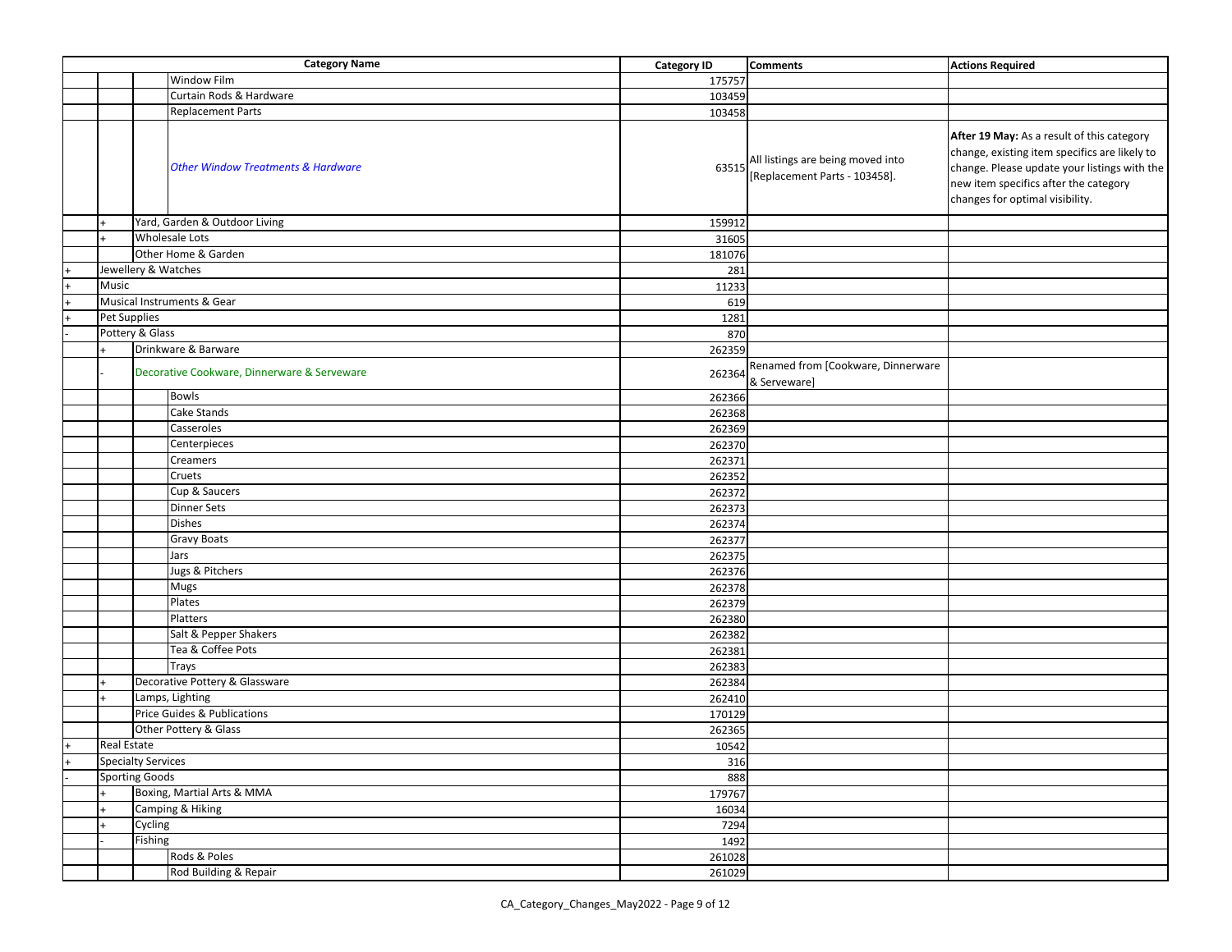| | | | Category Name | Category ID | Comments | Actions Required |
|---|---|---|---|---|---|---|
| | | | Window Film | 175757 | | |
| | | | Curtain Rods & Hardware | 103459 | | |
| | | | Replacement Parts | 103458 | | |
| | | | *Other Window Treatments & Hardware* | 63515 | All listings are being moved into [Replacement Parts - 103458]. | **After 19 May:** As a result of this category change, existing item specifics are likely to change. Please update your listings with the new item specifics after the category changes for optimal visibility. |
| | + | Yard, Garden & Outdoor Living | | 159912 | | |
| | + | Wholesale Lots | | 31605 | | |
| | | Other Home & Garden | | 181076 | | |
| + | Jewellery & Watches | | | 281 | | |
| + | Music | | | 11233 | | |
| + | Musical Instruments & Gear | | | 619 | | |
| + | Pet Supplies | | | 1281 | | |
| - | Pottery & Glass | | | 870 | | |
| | + | Drinkware & Barware | | 262359 | | |
| | - | Decorative Cookware, Dinnerware & Serveware | | 262364 | Renamed from [Cookware, Dinnerware & Serveware] | |
| | | | Bowls | 262366 | | |
| | | | Cake Stands | 262368 | | |
| | | | Casseroles | 262369 | | |
| | | | Centerpieces | 262370 | | |
| | | | Creamers | 262371 | | |
| | | | Cruets | 262352 | | |
| | | | Cup & Saucers | 262372 | | |
| | | | Dinner Sets | 262373 | | |
| | | | Dishes | 262374 | | |
| | | | Gravy Boats | 262377 | | |
| | | | Jars | 262375 | | |
| | | | Jugs & Pitchers | 262376 | | |
| | | | Mugs | 262378 | | |
| | | | Plates | 262379 | | |
| | | | Platters | 262380 | | |
| | | | Salt & Pepper Shakers | 262382 | | |
| | | | Tea & Coffee Pots | 262381 | | |
| | | | Trays | 262383 | | |
| | + | Decorative Pottery & Glassware | | 262384 | | |
| | + | Lamps, Lighting | | 262410 | | |
| | | Price Guides & Publications | | 170129 | | |
| | | Other Pottery & Glass | | 262365 | | |
| + | Real Estate | | | 10542 | | |
| + | Specialty Services | | | 316 | | |
| - | Sporting Goods | | | 888 | | |
| | + | Boxing, Martial Arts & MMA | | 179767 | | |
| | + | Camping & Hiking | | 16034 | | |
| | + | Cycling | | 7294 | | |
| | - | Fishing | | 1492 | | |
| | | | Rods & Poles | 261028 | | |
| | | | Rod Building & Repair | 261029 | | |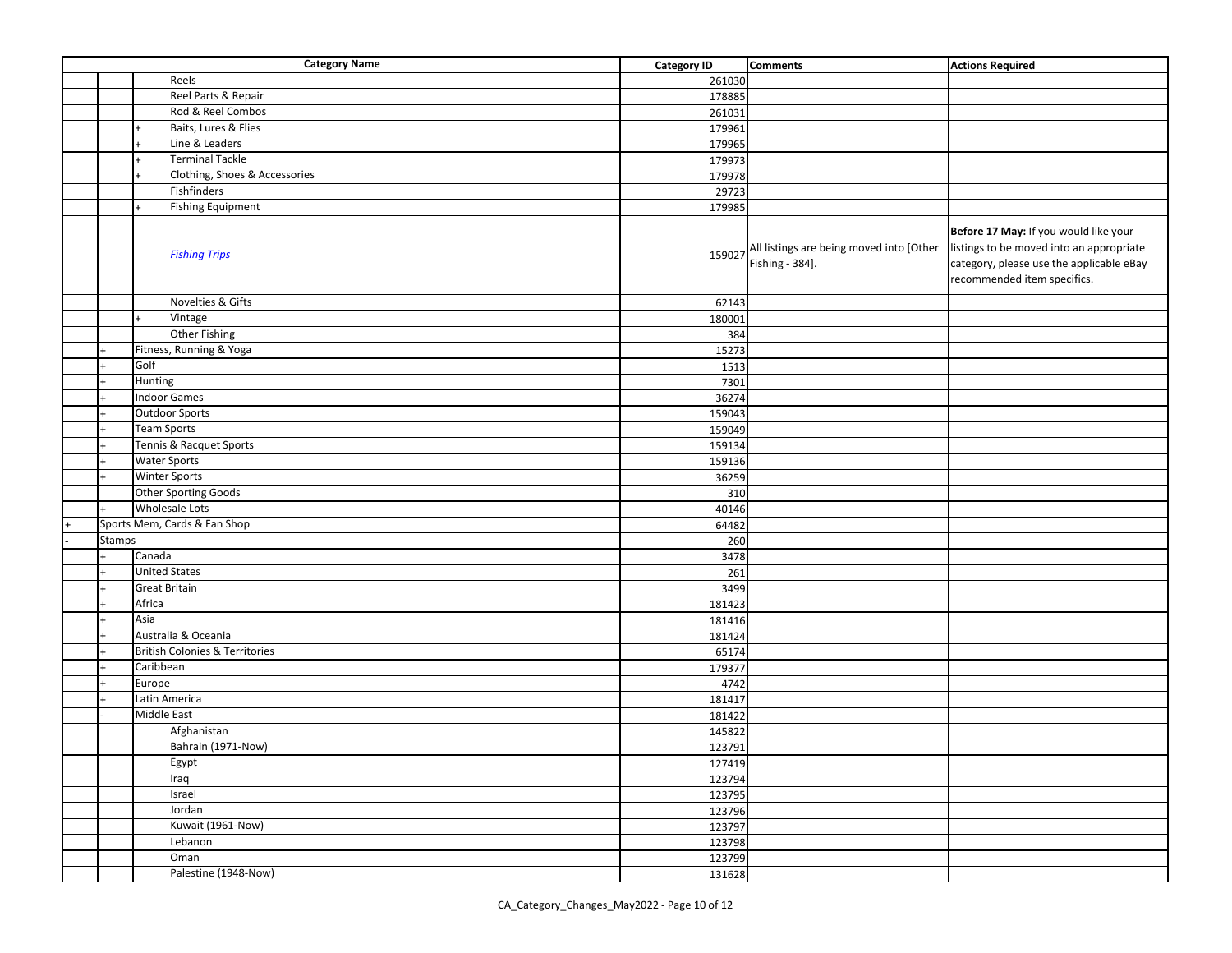| | | | Category Name | Category ID | Comments | Actions Required |
|---|---|---|---|---|---|---|
| | | | Reels | 261030 | | |
| | | | Reel Parts & Repair | 178885 | | |
| | | | Rod & Reel Combos | 261031 | | |
| | | + | Baits, Lures & Flies | 179961 | | |
| | | + | Line & Leaders | 179965 | | |
| | | + | Terminal Tackle | 179973 | | |
| | | + | Clothing, Shoes & Accessories | 179978 | | |
| | | | Fishfinders | 29723 | | |
| | | + | Fishing Equipment | 179985 | | |
| | | | *Fishing Trips* | 159027 | All listings are being moved into [Other Fishing - 384]. | **Before 17 May:** If you would like your listings to be moved into an appropriate category, please use the applicable eBay recommended item specifics. |
| | | | Novelties & Gifts | 62143 | | |
| | | + | Vintage | 180001 | | |
| | | | Other Fishing | 384 | | |
| | + | Fitness, Running & Yoga | | 15273 | | |
| | + | Golf | | 1513 | | |
| | + | Hunting | | 7301 | | |
| | + | Indoor Games | | 36274 | | |
| | + | Outdoor Sports | | 159043 | | |
| | + | Team Sports | | 159049 | | |
| | + | Tennis & Racquet Sports | | 159134 | | |
| | + | Water Sports | | 159136 | | |
| | + | Winter Sports | | 36259 | | |
| | | Other Sporting Goods | | 310 | | |
| | + | Wholesale Lots | | 40146 | | |
| + | Sports Mem, Cards & Fan Shop | | | 64482 | | |
| - | Stamps | | | 260 | | |
| | + | Canada | | 3478 | | |
| | + | United States | | 261 | | |
| | + | Great Britain | | 3499 | | |
| | + | Africa | | 181423 | | |
| | + | Asia | | 181416 | | |
| | + | Australia & Oceania | | 181424 | | |
| | + | British Colonies & Territories | | 65174 | | |
| | + | Caribbean | | 179377 | | |
| | + | Europe | | 4742 | | |
| | + | Latin America | | 181417 | | |
| | - | Middle East | | 181422 | | |
| | | | Afghanistan | 145822 | | |
| | | | Bahrain (1971-Now) | 123791 | | |
| | | | Egypt | 127419 | | |
| | | | Iraq | 123794 | | |
| | | | Israel | 123795 | | |
| | | | Jordan | 123796 | | |
| | | | Kuwait (1961-Now) | 123797 | | |
| | | | Lebanon | 123798 | | |
| | | | Oman | 123799 | | |
| | | | Palestine (1948-Now) | 131628 | | |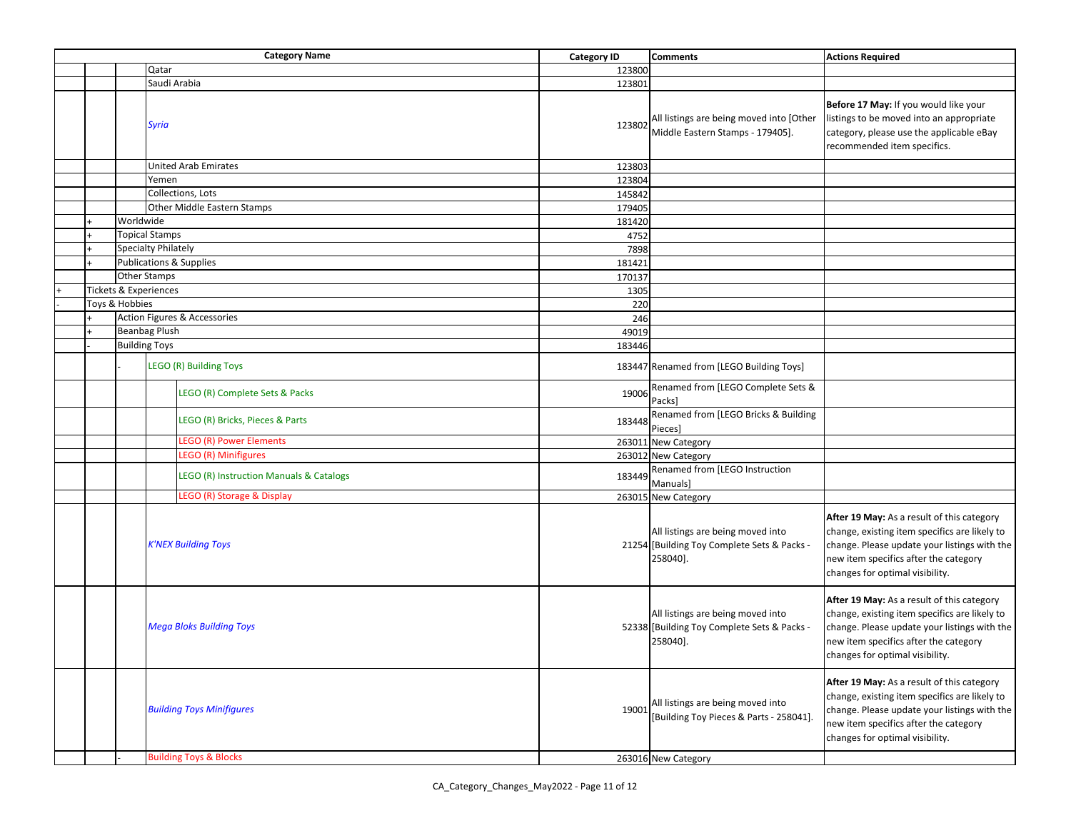| | | | | Category Name | Category ID | Comments | Actions Required |
|---|---|---|---|---|---|---|---|
| | | | Qatar | | 123800 | | |
| | | | Saudi Arabia | | 123801 | | |
| | | | *Syria* | | 123802 | All listings are being moved into [Other Middle Eastern Stamps - 179405]. | **Before 17 May:** If you would like your listings to be moved into an appropriate category, please use the applicable eBay recommended item specifics. |
| | | | United Arab Emirates | | 123803 | | |
| | | | Yemen | | 123804 | | |
| | | | Collections, Lots | | 145842 | | |
| | | | Other Middle Eastern Stamps | | 179405 | | |
| | + | Worldwide | | | 181420 | | |
| | + | Topical Stamps | | | 4752 | | |
| | + | Specialty Philately | | | 7898 | | |
| | + | Publications & Supplies | | | 181421 | | |
| | | Other Stamps | | | 170137 | | |
| + | Tickets & Experiences | | | | 1305 | | |
| - | Toys & Hobbies | | | | 220 | | |
| | + | Action Figures & Accessories | | | 246 | | |
| | + | Beanbag Plush | | | 49019 | | |
| | - | Building Toys | | | 183446 | | |
| | | - | LEGO (R) Building Toys | | 183447 | Renamed from [LEGO Building Toys] | |
| | | | | LEGO (R) Complete Sets & Packs | 19006 | Renamed from [LEGO Complete Sets & Packs] | |
| | | | | LEGO (R) Bricks, Pieces & Parts | 183448 | Renamed from [LEGO Bricks & Building Pieces] | |
| | | | | LEGO (R) Power Elements | 263011 | New Category | |
| | | | | LEGO (R) Minifigures | 263012 | New Category | |
| | | | | LEGO (R) Instruction Manuals & Catalogs | 183449 | Renamed from [LEGO Instruction Manuals] | |
| | | | | LEGO (R) Storage & Display | 263015 | New Category | |
| | | | *K'NEX Building Toys* | | 21254 | All listings are being moved into [Building Toy Complete Sets & Packs - 258040]. | **After 19 May:** As a result of this category change, existing item specifics are likely to change. Please update your listings with the new item specifics after the category changes for optimal visibility. |
| | | | *Mega Bloks Building Toys* | | 52338 | All listings are being moved into [Building Toy Complete Sets & Packs - 258040]. | **After 19 May:** As a result of this category change, existing item specifics are likely to change. Please update your listings with the new item specifics after the category changes for optimal visibility. |
| | | | *Building Toys Minifigures* | | 19001 | All listings are being moved into [Building Toy Pieces & Parts - 258041]. | **After 19 May:** As a result of this category change, existing item specifics are likely to change. Please update your listings with the new item specifics after the category changes for optimal visibility. |
| | | - | Building Toys & Blocks | | 263016 | New Category | |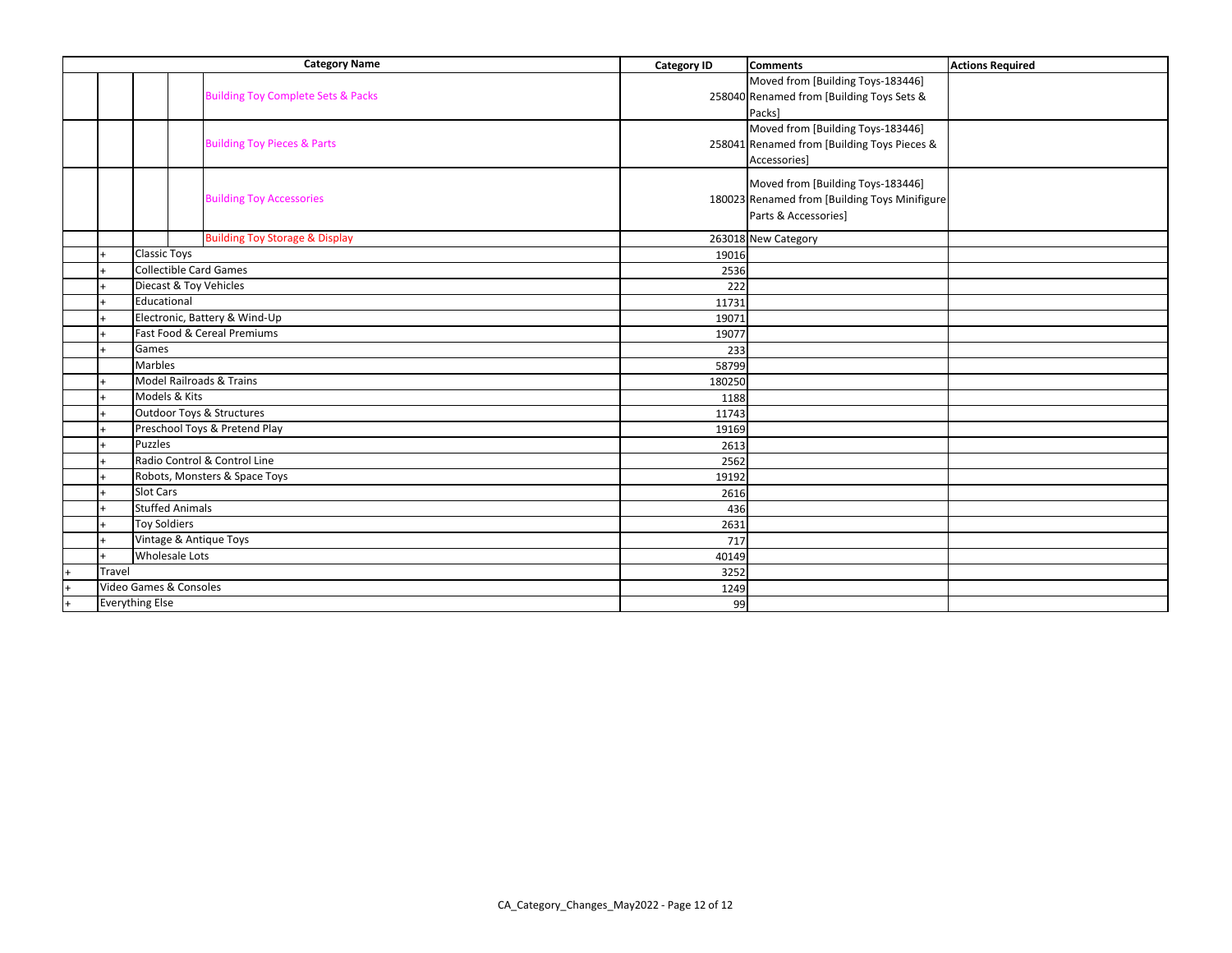| Category Name | | | | | Category ID | Comments | Actions Required |
|---|---|---|---|---|---|---|---|
| | | | | Building Toy Complete Sets & Packs | 258040 | Moved from [Building Toys-183446] Renamed from [Building Toys Sets & Packs] | |
| | | | | Building Toy Pieces & Parts | 258041 | Moved from [Building Toys-183446] Renamed from [Building Toys Pieces & Accessories] | |
| | | | | Building Toy Accessories | 180023 | Moved from [Building Toys-183446] Renamed from [Building Toys Minifigure Parts & Accessories] | |
| | | | | Building Toy Storage & Display | 263018 | New Category | |
| | + | Classic Toys | | | 19016 | | |
| | + | Collectible Card Games | | | 2536 | | |
| | + | Diecast & Toy Vehicles | | | 222 | | |
| | + | Educational | | | 11731 | | |
| | + | Electronic, Battery & Wind-Up | | | 19071 | | |
| | + | Fast Food & Cereal Premiums | | | 19077 | | |
| | + | Games | | | 233 | | |
| | | Marbles | | | 58799 | | |
| | + | Model Railroads & Trains | | | 180250 | | |
| | + | Models & Kits | | | 1188 | | |
| | + | Outdoor Toys & Structures | | | 11743 | | |
| | + | Preschool Toys & Pretend Play | | | 19169 | | |
| | + | Puzzles | | | 2613 | | |
| | + | Radio Control & Control Line | | | 2562 | | |
| | + | Robots, Monsters & Space Toys | | | 19192 | | |
| | + | Slot Cars | | | 2616 | | |
| | + | Stuffed Animals | | | 436 | | |
| | + | Toy Soldiers | | | 2631 | | |
| | + | Vintage & Antique Toys | | | 717 | | |
| | + | Wholesale Lots | | | 40149 | | |
| + | Travel | | | | 3252 | | |
| + | Video Games & Consoles | | | | 1249 | | |
| + | Everything Else | | | | 99 | | |